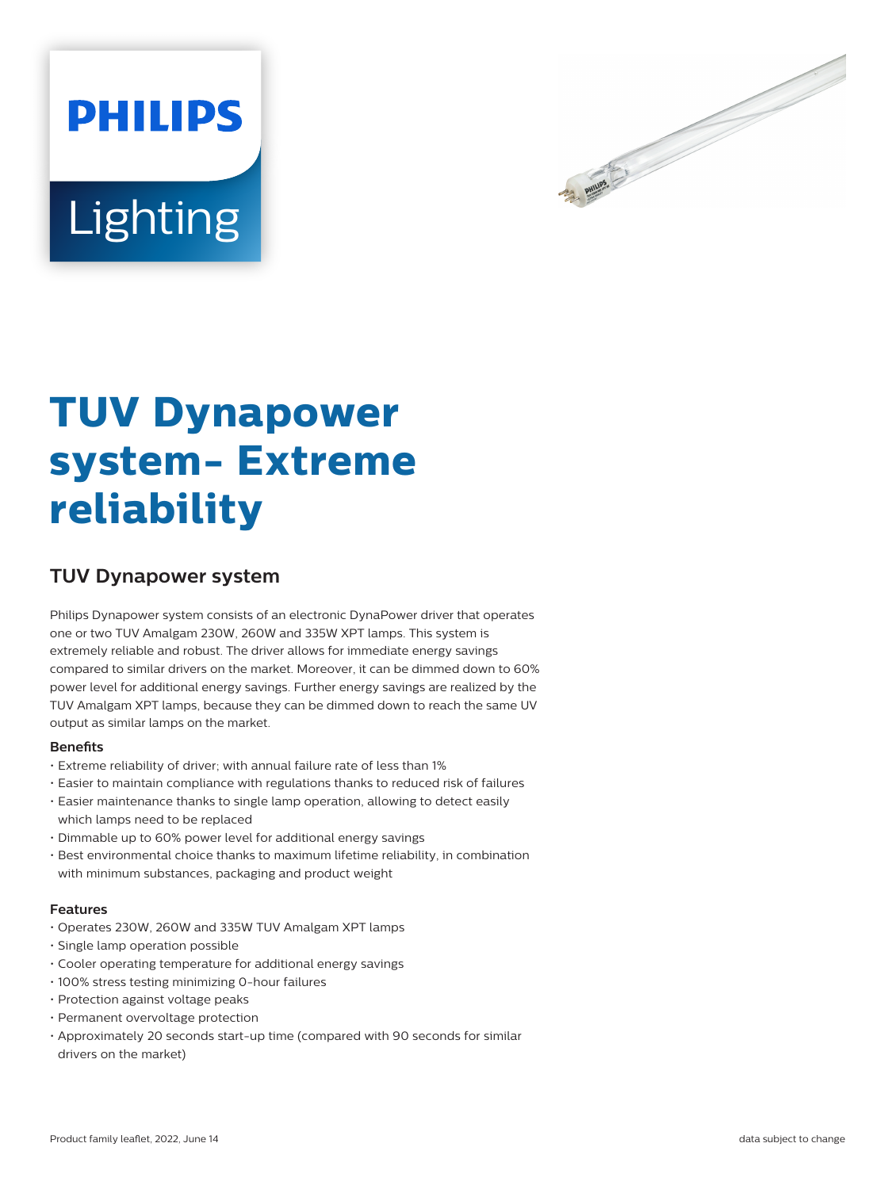PHILIPS

Lighting

# TUV Dynapower system- Extreme reliability

## TUV Dynapower system

Philips Dynapower system consists of an electronic DynaPower driver that operates one or two TUV Amalgam 230W, 260W and 335W XPT lamps. This system is extremely reliable and robust. The driver allows for immediate energy savings compared to similar drivers on the market. Moreover, it can be dimmed down to 60% power level for additional energy savings. Further energy savings are realized by the TUV Amalgam XPT lamps, because they can be dimmed down to reach the same UV output as similar lamps on the market.

### Benefits

- Extreme reliability of driver; with annual failure rate of less than 1%
- Easier to maintain compliance with regulations thanks to reduced risk of failures
- Easier maintenance thanks to single lamp operation, allowing to detect easily which lamps need to be replaced
- Dimmable up to 60% power level for additional energy savings
- Best environmental choice thanks to maximum lifetime reliability, in combination with minimum substances, packaging and product weight

### Features

- Operates 230W, 260W and 335W TUV Amalgam XPT lamps
- Single lamp operation possible
- Cooler operating temperature for additional energy savings
- 100% stress testing minimizing 0-hour failures
- Protection against voltage peaks
- Permanent overvoltage protection
- Approximately 20 seconds start-up time (compared with 90 seconds for similar drivers on the market)

Product family leaflet, 2022, June 14 data subject to change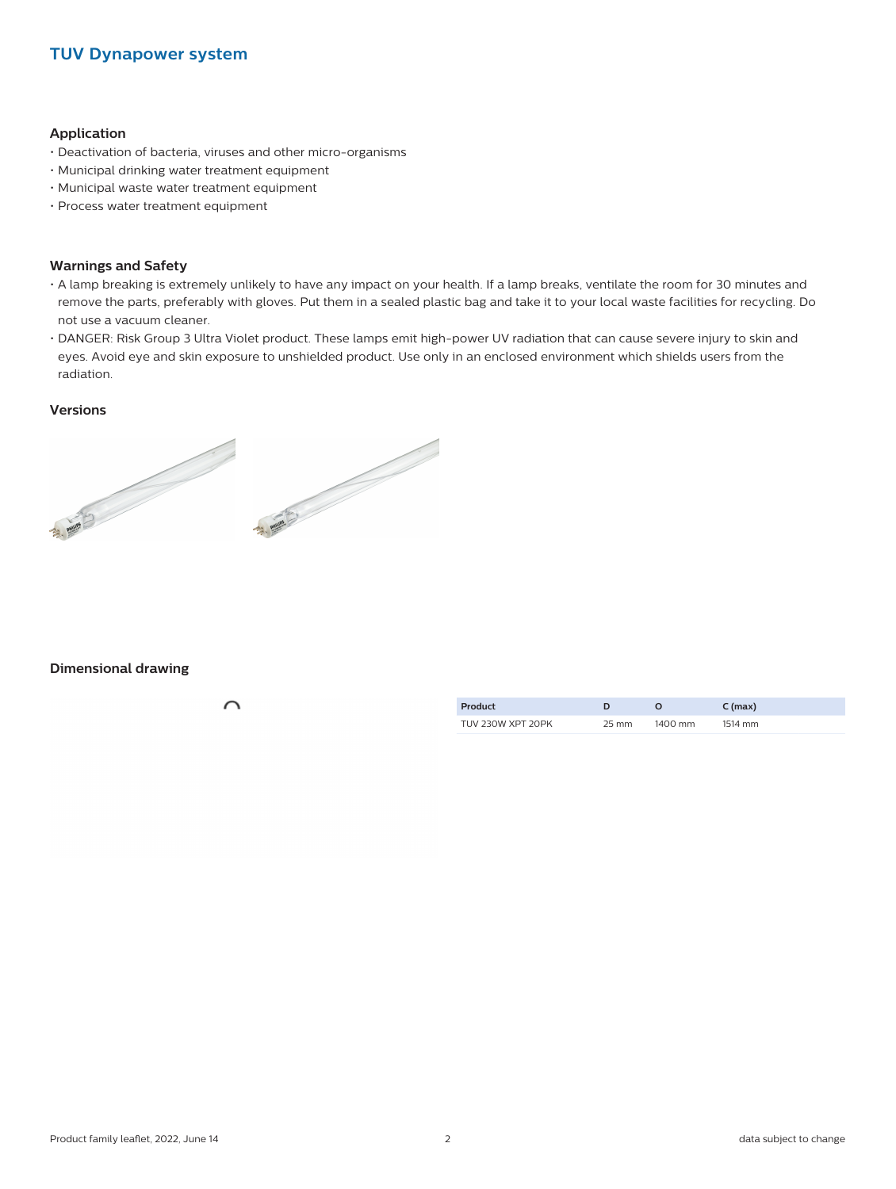# TUV Dynapower system

## Application

- Deactivation of bacteria, viruses and other micro-organisms
- Municipal drinking water treatment equipment
- Municipal waste water treatment equipment
- Process water treatment equipment

## Warnings and Safety

- A lamp breaking is extremely unlikely to have any impact on your health. If a lamp breaks, ventilate the room for 30 minutes and remove the parts, preferably with gloves. Put them in a sealed plastic bag and take it to your local waste facilities for recycling. Do not use a vacuum cleaner.
- DANGER: Risk Group 3 Ultra Violet product. These lamps emit high-power UV radiation that can cause severe injury to skin and eyes. Avoid eye and skin exposure to unshielded product. Use only in an enclosed environment which shields users from the radiation.

## Versions

## Dimensional drawing

| Product | D | O | C (max) |
|---|---|---|---|
| TUV 230W XPT 20PK | 25 mm | 1400 mm | 1514 mm |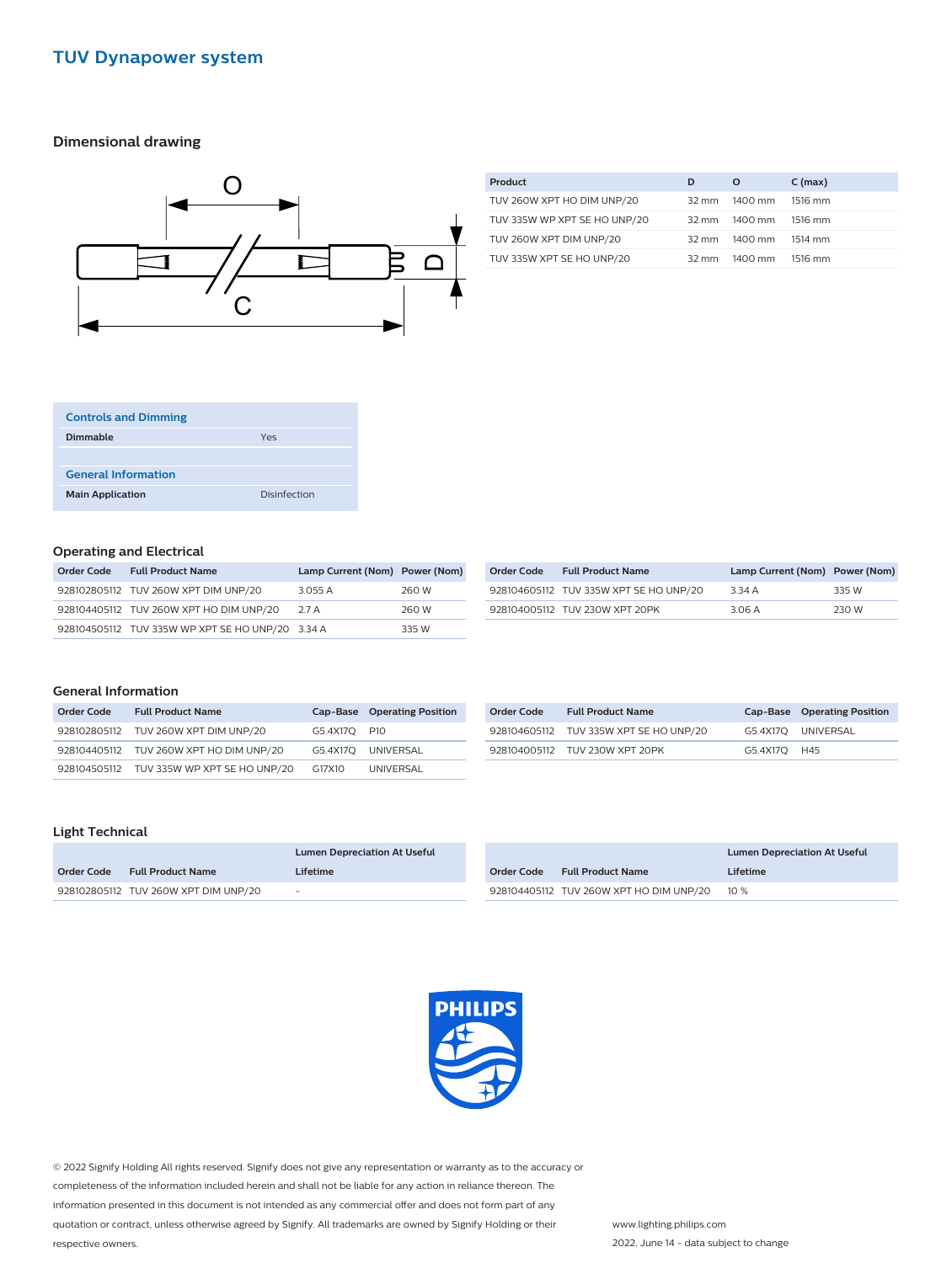## TUV Dynapower system

### Dimensional drawing

O

C

D

| Product | D | O | C (max) |
|---|---|---|---|
| TUV 260W XPT HO DIM UNP/20 | 32 mm | 1400 mm | 1516 mm |
| TUV 335W WP XPT SE HO UNP/20 | 32 mm | 1400 mm | 1516 mm |
| TUV 260W XPT DIM UNP/20 | 32 mm | 1400 mm | 1514 mm |
| TUV 335W XPT SE HO UNP/20 | 32 mm | 1400 mm | 1516 mm |

| Controls and Dimming | |
|---|---|
| Dimmable | Yes |

| General Information | |
|---|---|
| Main Application | Disinfection |

### Operating and Electrical

| Order Code | Full Product Name | Lamp Current (Nom) | Power (Nom) |
|---|---|---|---|
| 928102805112 | TUV 260W XPT DIM UNP/20 | 3.055 A | 260 W |
| 928104405112 | TUV 260W XPT HO DIM UNP/20 | 2.7 A | 260 W |
| 928104505112 | TUV 335W WP XPT SE HO UNP/20 | 3.34 A | 335 W |
| 928104605112 | TUV 335W XPT SE HO UNP/20 | 3.34 A | 335 W |
| 928104005112 | TUV 230W XPT 20PK | 3.06 A | 230 W |

### General Information

| Order Code | Full Product Name | Cap-Base | Operating Position |
|---|---|---|---|
| 928102805112 | TUV 260W XPT DIM UNP/20 | G5.4X17Q | P10 |
| 928104405112 | TUV 260W XPT HO DIM UNP/20 | G5.4X17Q | UNIVERSAL |
| 928104505112 | TUV 335W WP XPT SE HO UNP/20 | G17X10 | UNIVERSAL |
| 928104605112 | TUV 335W XPT SE HO UNP/20 | G5.4X17Q | UNIVERSAL |
| 928104005112 | TUV 230W XPT 20PK | G5.4X17Q | H45 |

### Light Technical

| Order Code | Full Product Name | Lumen Depreciation At Useful Lifetime |
|---|---|---|
| 928102805112 | TUV 260W XPT DIM UNP/20 | - |
| 928104405112 | TUV 260W XPT HO DIM UNP/20 | 10 % |

© 2022 Signify Holding All rights reserved. Signify does not give any representation or warranty as to the accuracy or completeness of the information included herein and shall not be liable for any action in reliance thereon. The information presented in this document is not intended as any commercial offer and does not form part of any quotation or contract, unless otherwise agreed by Signify. All trademarks are owned by Signify Holding or their respective owners.

www.lighting.philips.com

2022, June 14 - data subject to change